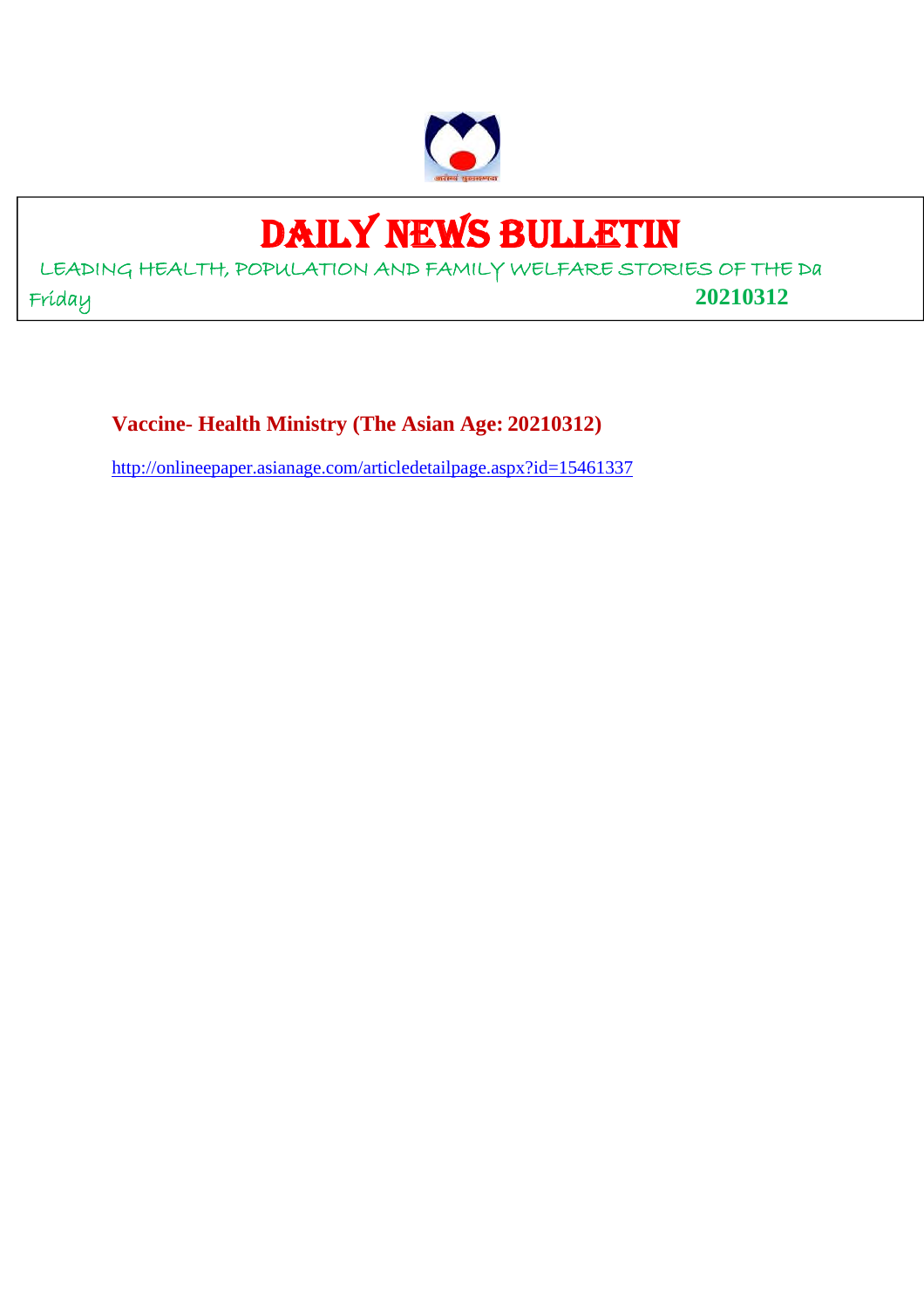# DAILY NEWS BULLETIN

LEADING HEALTH, POPULATION AND FAMILY WELFARE STORIES OF THE Da

Friday **20210312**

**Vaccine- Health Ministry (The Asian Age: 20210312)**

http://onlineepaper.asianage.com/articledetailpage.aspx?id=15461337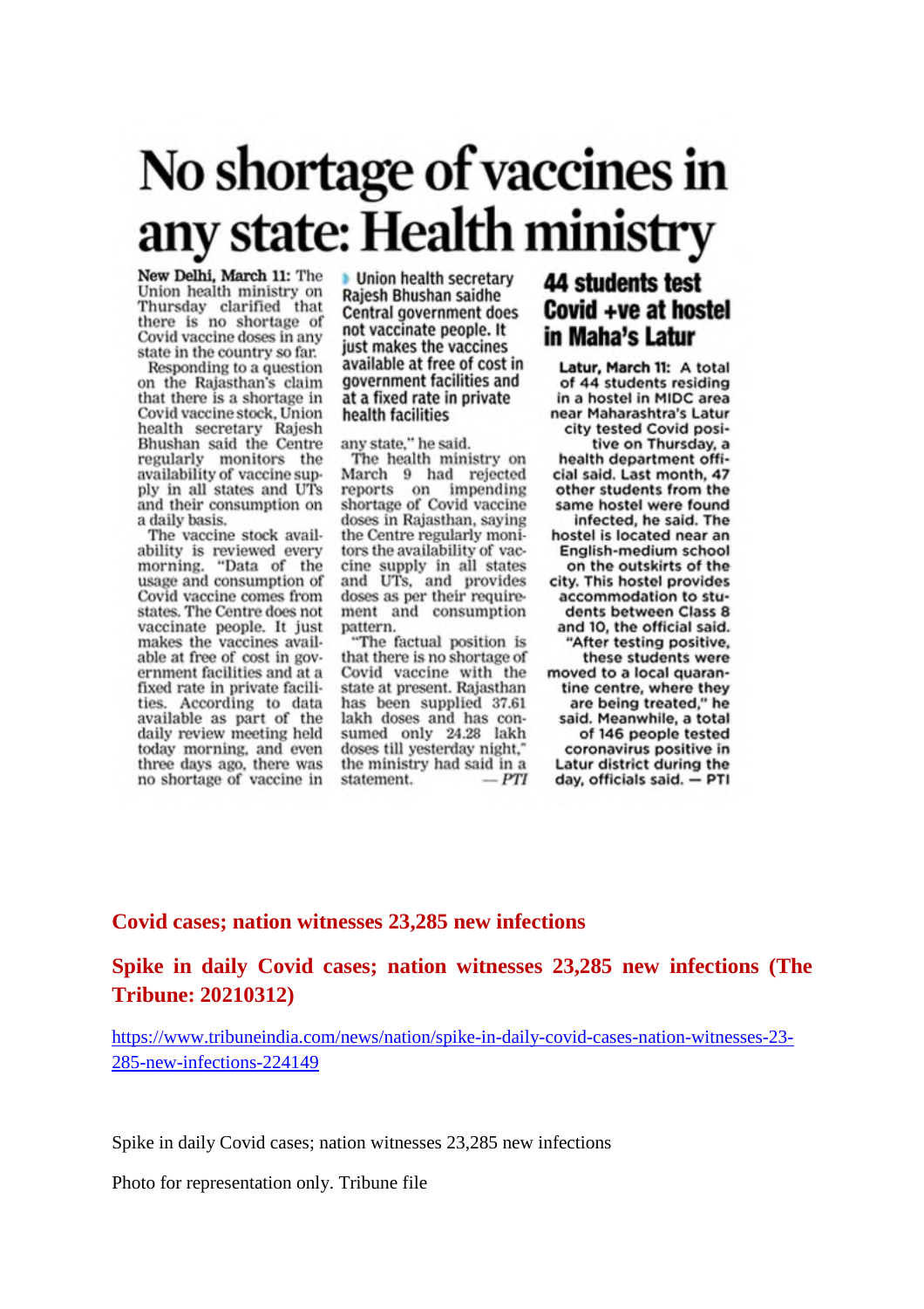# No shortage of vaccines in any state: Health ministry

New Delhi, March 11: The Union health ministry on Thursday clarified that there is no shortage of Covid vaccine doses in any state in the country so far.

Responding to a question on the Rajasthan's claim that there is a shortage in Covid vaccine stock, Union health secretary Rajesh Bhushan said the Centre regularly monitors the availability of vaccine supply in all states and UTs and their consumption on a daily basis.

The vaccine stock availability is reviewed every morning. "Data of the usage and consumption of Covid vaccine comes from states. The Centre does not vaccinate people. It just makes the vaccines available at free of cost in government facilities and at a fixed rate in private facilities. According to data available as part of the daily review meeting held today morning, and even three days ago, there was no shortage of vaccine in any state," he said.

> Union health secretary Rajesh Bhushan saidhe Central government does not vaccinate people. It just makes the vaccines available at free of cost in government facilities and at a fixed rate in private health facilities

The health ministry on March 9 had rejected reports on impending shortage of Covid vaccine doses in Rajasthan, saying the Centre regularly monitors the availability of vaccine supply in all states and UTs, and provides doses as per their requirement and consumption pattern.

"The factual position is that there is no shortage of Covid vaccine with the state at present. Rajasthan has been supplied 37.61 lakh doses and has consumed only 24.28 lakh doses till yesterday night," the ministry had said in a statement. — *PTI*

## 44 students test Covid +ve at hostel in Maha's Latur

Latur, March 11: A total of 44 students residing in a hostel in MIDC area near Maharashtra's Latur city tested Covid positive on Thursday, a health department official said. Last month, 47 other students from the same hostel were found infected, he said. The hostel is located near an English-medium school on the outskirts of the city. This hostel provides accommodation to students between Class 8 and 10, the official said. "After testing positive, these students were moved to a local quarantine centre, where they are being treated," he said. Meanwhile, a total of 146 people tested coronavirus positive in Latur district during the day, officials said. — PTI

## Covid cases; nation witnesses 23,285 new infections

## Spike in daily Covid cases; nation witnesses 23,285 new infections (The Tribune: 20210312)

https://www.tribuneindia.com/news/nation/spike-in-daily-covid-cases-nation-witnesses-23-285-new-infections-224149

Spike in daily Covid cases; nation witnesses 23,285 new infections

Photo for representation only. Tribune file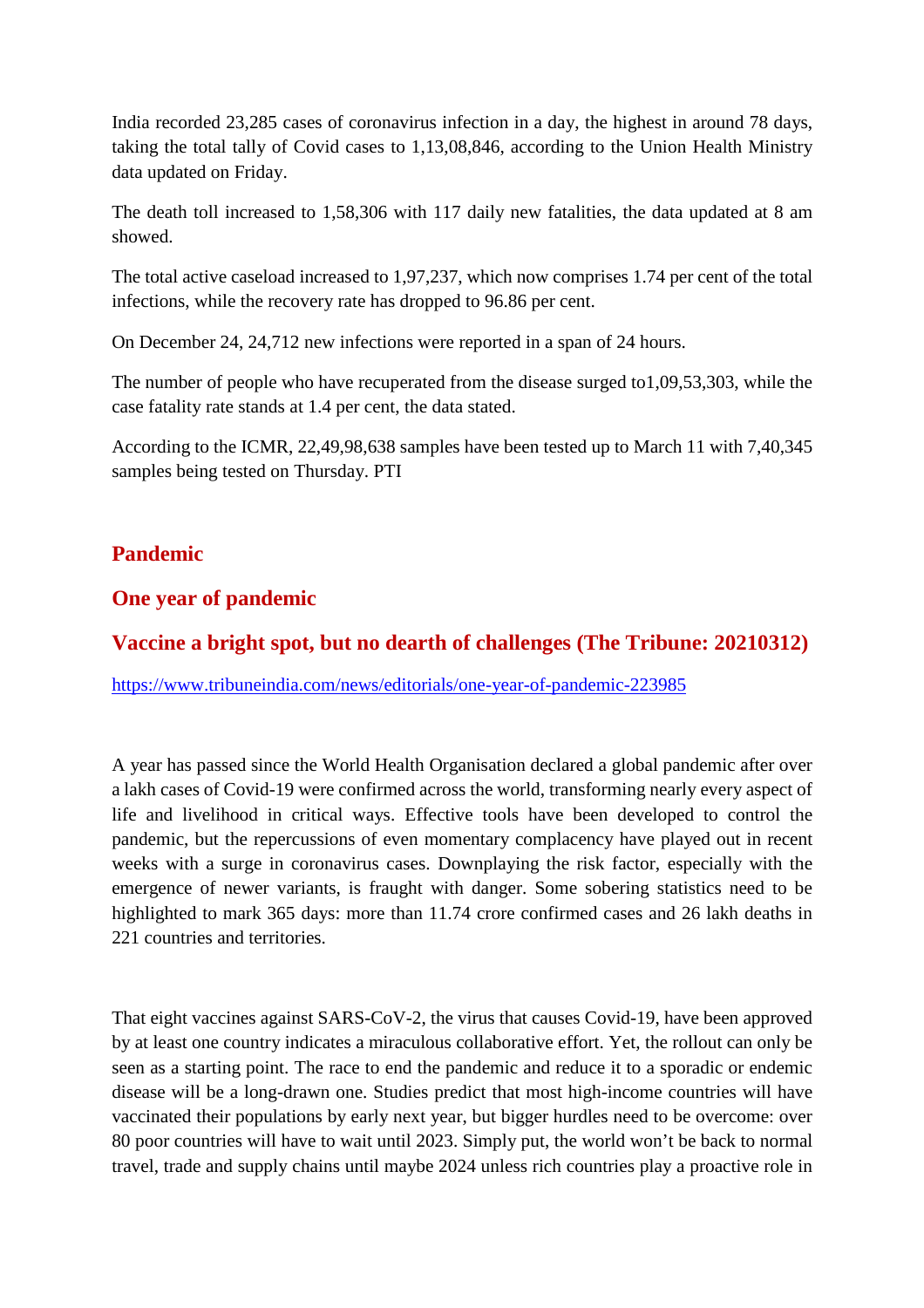India recorded 23,285 cases of coronavirus infection in a day, the highest in around 78 days, taking the total tally of Covid cases to 1,13,08,846, according to the Union Health Ministry data updated on Friday.

The death toll increased to 1,58,306 with 117 daily new fatalities, the data updated at 8 am showed.

The total active caseload increased to 1,97,237, which now comprises 1.74 per cent of the total infections, while the recovery rate has dropped to 96.86 per cent.

On December 24, 24,712 new infections were reported in a span of 24 hours.

The number of people who have recuperated from the disease surged to1,09,53,303, while the case fatality rate stands at 1.4 per cent, the data stated.

According to the ICMR, 22,49,98,638 samples have been tested up to March 11 with 7,40,345 samples being tested on Thursday. PTI

## Pandemic

## One year of pandemic

## Vaccine a bright spot, but no dearth of challenges (The Tribune: 20210312)

https://www.tribuneindia.com/news/editorials/one-year-of-pandemic-223985

A year has passed since the World Health Organisation declared a global pandemic after over a lakh cases of Covid-19 were confirmed across the world, transforming nearly every aspect of life and livelihood in critical ways. Effective tools have been developed to control the pandemic, but the repercussions of even momentary complacency have played out in recent weeks with a surge in coronavirus cases. Downplaying the risk factor, especially with the emergence of newer variants, is fraught with danger. Some sobering statistics need to be highlighted to mark 365 days: more than 11.74 crore confirmed cases and 26 lakh deaths in 221 countries and territories.

That eight vaccines against SARS-CoV-2, the virus that causes Covid-19, have been approved by at least one country indicates a miraculous collaborative effort. Yet, the rollout can only be seen as a starting point. The race to end the pandemic and reduce it to a sporadic or endemic disease will be a long-drawn one. Studies predict that most high-income countries will have vaccinated their populations by early next year, but bigger hurdles need to be overcome: over 80 poor countries will have to wait until 2023. Simply put, the world won't be back to normal travel, trade and supply chains until maybe 2024 unless rich countries play a proactive role in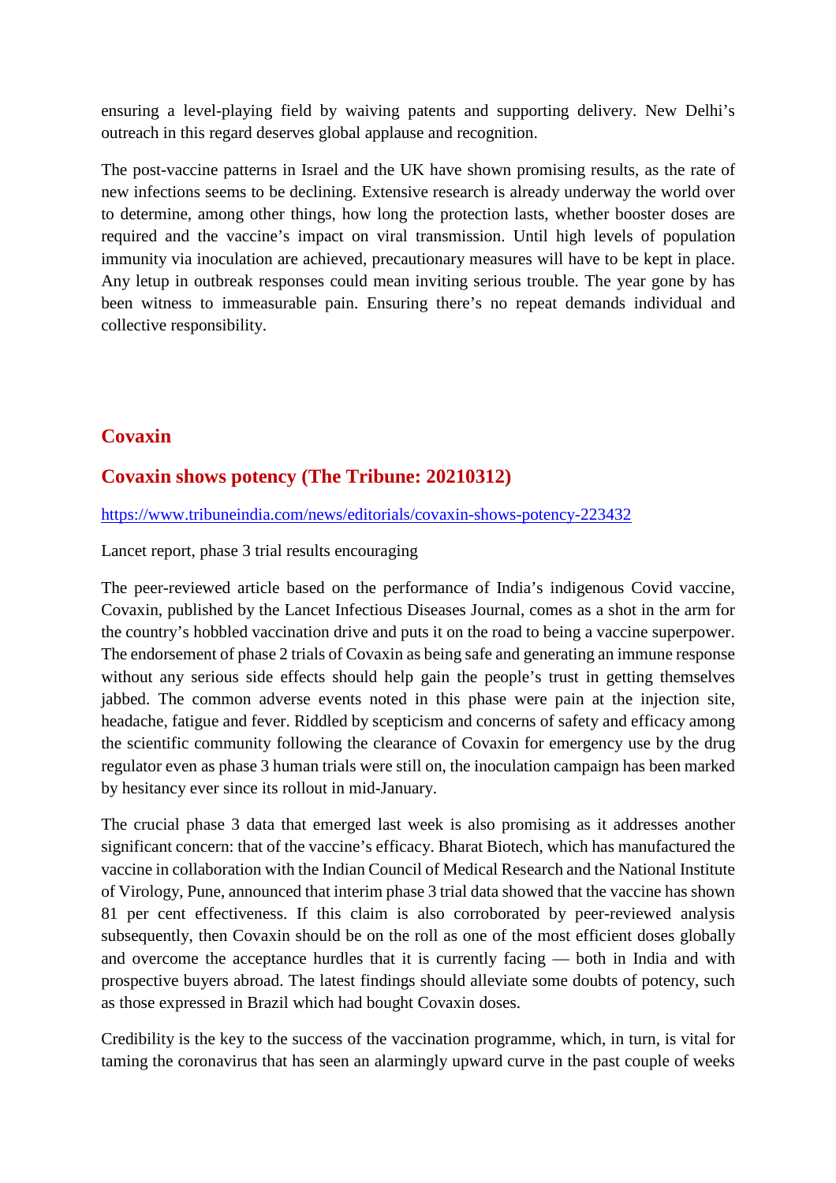ensuring a level-playing field by waiving patents and supporting delivery. New Delhi's outreach in this regard deserves global applause and recognition.

The post-vaccine patterns in Israel and the UK have shown promising results, as the rate of new infections seems to be declining. Extensive research is already underway the world over to determine, among other things, how long the protection lasts, whether booster doses are required and the vaccine's impact on viral transmission. Until high levels of population immunity via inoculation are achieved, precautionary measures will have to be kept in place. Any letup in outbreak responses could mean inviting serious trouble. The year gone by has been witness to immeasurable pain. Ensuring there's no repeat demands individual and collective responsibility.

## Covaxin

## Covaxin shows potency (The Tribune: 20210312)

https://www.tribuneindia.com/news/editorials/covaxin-shows-potency-223432

Lancet report, phase 3 trial results encouraging

The peer-reviewed article based on the performance of India's indigenous Covid vaccine, Covaxin, published by the Lancet Infectious Diseases Journal, comes as a shot in the arm for the country's hobbled vaccination drive and puts it on the road to being a vaccine superpower. The endorsement of phase 2 trials of Covaxin as being safe and generating an immune response without any serious side effects should help gain the people's trust in getting themselves jabbed. The common adverse events noted in this phase were pain at the injection site, headache, fatigue and fever. Riddled by scepticism and concerns of safety and efficacy among the scientific community following the clearance of Covaxin for emergency use by the drug regulator even as phase 3 human trials were still on, the inoculation campaign has been marked by hesitancy ever since its rollout in mid-January.

The crucial phase 3 data that emerged last week is also promising as it addresses another significant concern: that of the vaccine's efficacy. Bharat Biotech, which has manufactured the vaccine in collaboration with the Indian Council of Medical Research and the National Institute of Virology, Pune, announced that interim phase 3 trial data showed that the vaccine has shown 81 per cent effectiveness. If this claim is also corroborated by peer-reviewed analysis subsequently, then Covaxin should be on the roll as one of the most efficient doses globally and overcome the acceptance hurdles that it is currently facing — both in India and with prospective buyers abroad. The latest findings should alleviate some doubts of potency, such as those expressed in Brazil which had bought Covaxin doses.

Credibility is the key to the success of the vaccination programme, which, in turn, is vital for taming the coronavirus that has seen an alarmingly upward curve in the past couple of weeks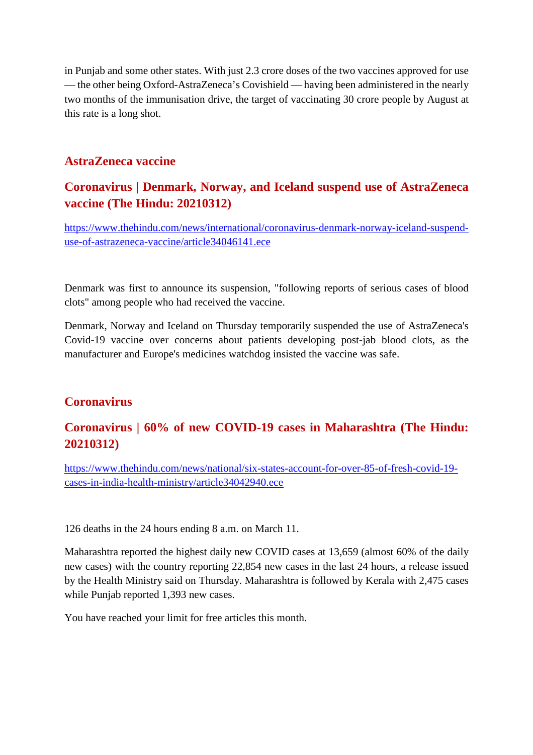in Punjab and some other states. With just 2.3 crore doses of the two vaccines approved for use — the other being Oxford-AstraZeneca's Covishield — having been administered in the nearly two months of the immunisation drive, the target of vaccinating 30 crore people by August at this rate is a long shot.

## AstraZeneca vaccine

## Coronavirus | Denmark, Norway, and Iceland suspend use of AstraZeneca vaccine (The Hindu: 20210312)

https://www.thehindu.com/news/international/coronavirus-denmark-norway-iceland-suspend-use-of-astrazeneca-vaccine/article34046141.ece

Denmark was first to announce its suspension, "following reports of serious cases of blood clots" among people who had received the vaccine.

Denmark, Norway and Iceland on Thursday temporarily suspended the use of AstraZeneca's Covid-19 vaccine over concerns about patients developing post-jab blood clots, as the manufacturer and Europe's medicines watchdog insisted the vaccine was safe.

## Coronavirus

## Coronavirus | 60% of new COVID-19 cases in Maharashtra (The Hindu: 20210312)

https://www.thehindu.com/news/national/six-states-account-for-over-85-of-fresh-covid-19-cases-in-india-health-ministry/article34042940.ece

126 deaths in the 24 hours ending 8 a.m. on March 11.

Maharashtra reported the highest daily new COVID cases at 13,659 (almost 60% of the daily new cases) with the country reporting 22,854 new cases in the last 24 hours, a release issued by the Health Ministry said on Thursday. Maharashtra is followed by Kerala with 2,475 cases while Punjab reported 1,393 new cases.

You have reached your limit for free articles this month.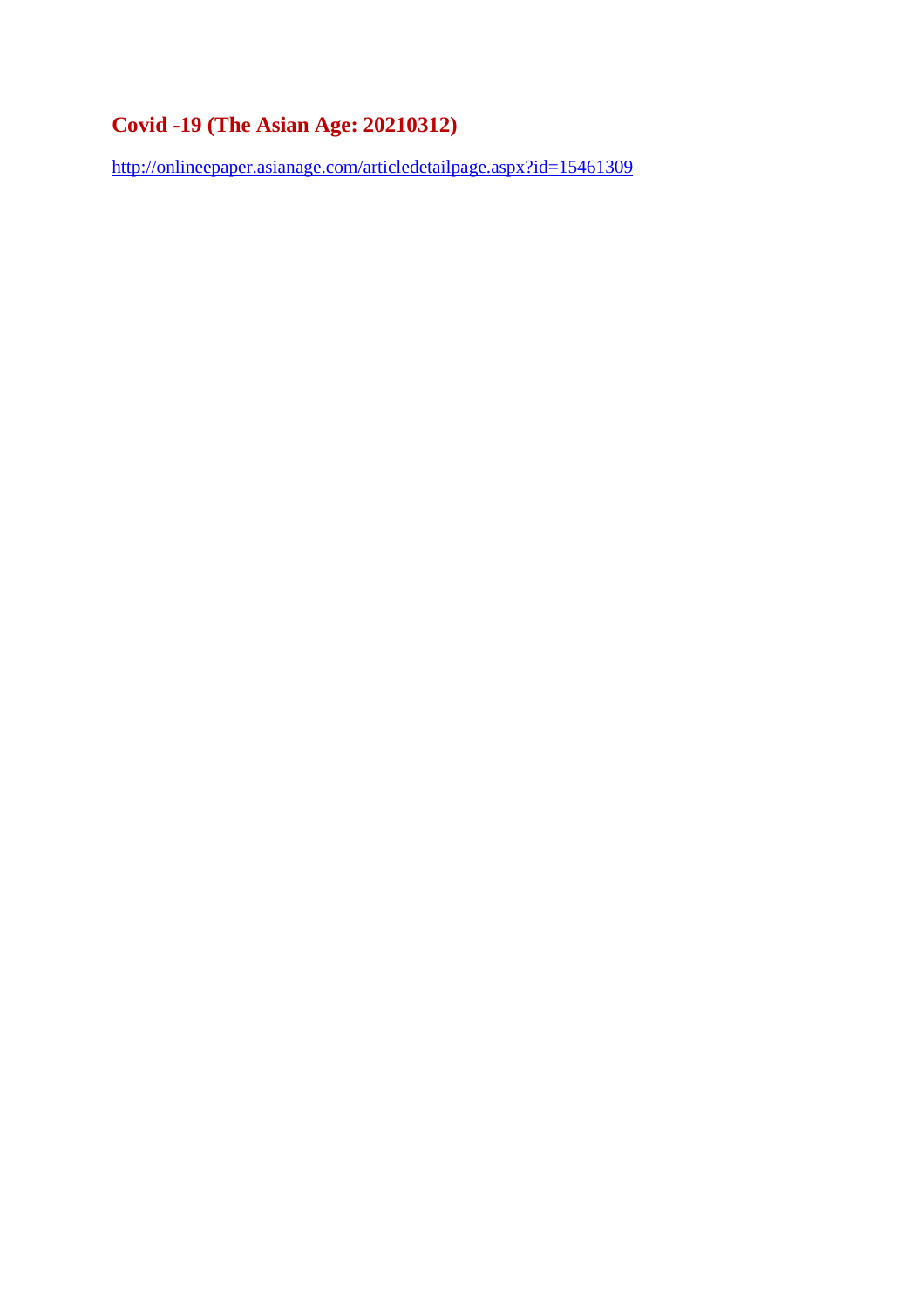## Covid -19 (The Asian Age: 20210312)

http://onlineepaper.asianage.com/articledetailpage.aspx?id=15461309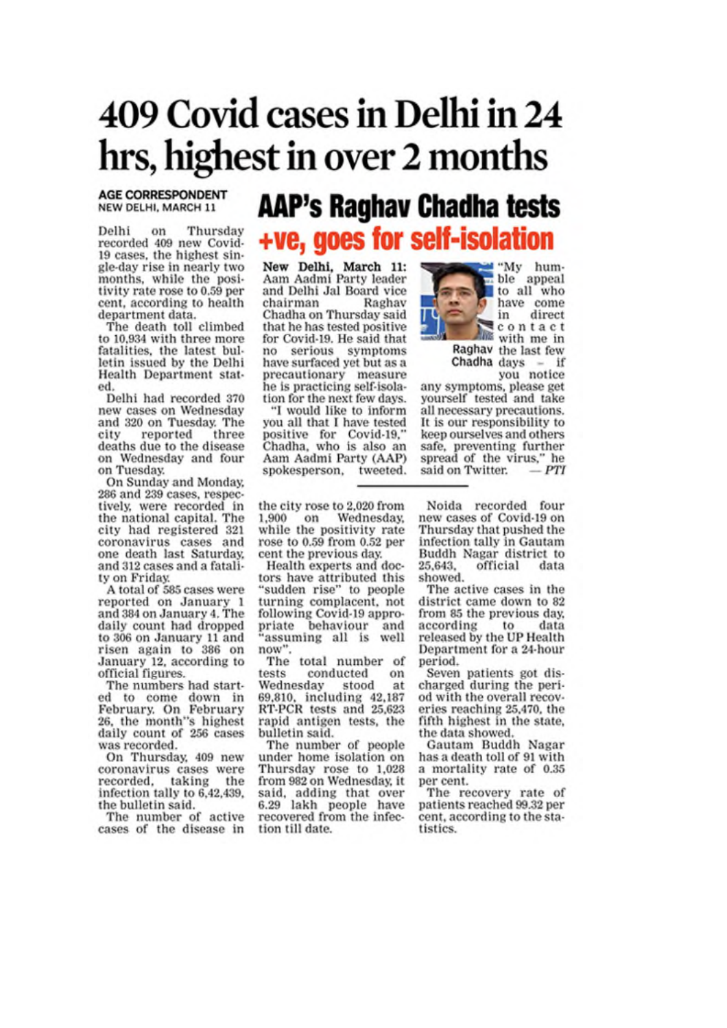# 409 Covid cases in Delhi in 24 hrs, highest in over 2 months

**AGE CORRESPONDENT**
**NEW DELHI, MARCH 11**

Delhi on Thursday recorded 409 new Covid-19 cases, the highest single-day rise in nearly two months, while the positivity rate rose to 0.59 per cent, according to health department data.

The death toll climbed to 10,934 with three more fatalities, the latest bulletin issued by the Delhi Health Department stated.

Delhi had recorded 370 new cases on Wednesday and 320 on Tuesday. The city reported three deaths due to the disease on Wednesday and four on Tuesday.

On Sunday and Monday, 286 and 239 cases, respectively, were recorded in the national capital. The city had registered 321 coronavirus cases and one death last Saturday, and 312 cases and a fatality on Friday.

A total of 585 cases were reported on January 1 and 384 on January 4. The daily count had dropped to 306 on January 11 and risen again to 386 on January 12, according to official figures.

The numbers had started to come down in February. On February 26, the month''s highest daily count of 256 cases was recorded.

On Thursday, 409 new coronavirus cases were recorded, taking the infection tally to 6,42,439, the bulletin said.

The number of active cases of the disease in the city rose to 2,020 from 1,900 on Wednesday, while the positivity rate rose to 0.59 from 0.52 per cent the previous day.

Health experts and doctors have attributed this "sudden rise" to people turning complacent, not following Covid-19 appropriate behaviour and "assuming all is well now".

The total number of tests conducted on Wednesday stood at 69,810, including 42,187 RT-PCR tests and 25,623 rapid antigen tests, the bulletin said.

The number of people under home isolation on Thursday rose to 1,028 from 982 on Wednesday, it said, adding that over 6.29 lakh people have recovered from the infection till date.

Noida recorded four new cases of Covid-19 on Thursday that pushed the infection tally in Gautam Buddh Nagar district to 25,643, official data showed.

The active cases in the district came down to 82 from 85 the previous day, according to data released by the UP Health Department for a 24-hour period.

Seven patients got discharged during the period with the overall recoveries reaching 25,470, the fifth highest in the state, the data showed.

Gautam Buddh Nagar has a death toll of 91 with a mortality rate of 0.35 per cent.

The recovery rate of patients reached 99.32 per cent, according to the statistics.

## AAP's Raghav Chadha tests +ve, goes for self-isolation

**New Delhi, March 11:** Aam Aadmi Party leader and Delhi Jal Board vice chairman Raghav Chadha on Thursday said that he has tested positive for Covid-19. He said that no serious symptoms have surfaced yet but as a precautionary measure he is practicing self-isolation for the next few days.

"I would like to inform you all that I have tested positive for Covid-19," Chadha, who is also an Aam Aadmi Party (AAP) spokesperson, tweeted.

Raghav Chadha

"My humble appeal to all who have come in direct contact with me in the last few days — if you notice any symptoms, please get yourself tested and take all necessary precautions. It is our responsibility to keep ourselves and others safe, preventing further spread of the virus," he said on Twitter. — *PTI*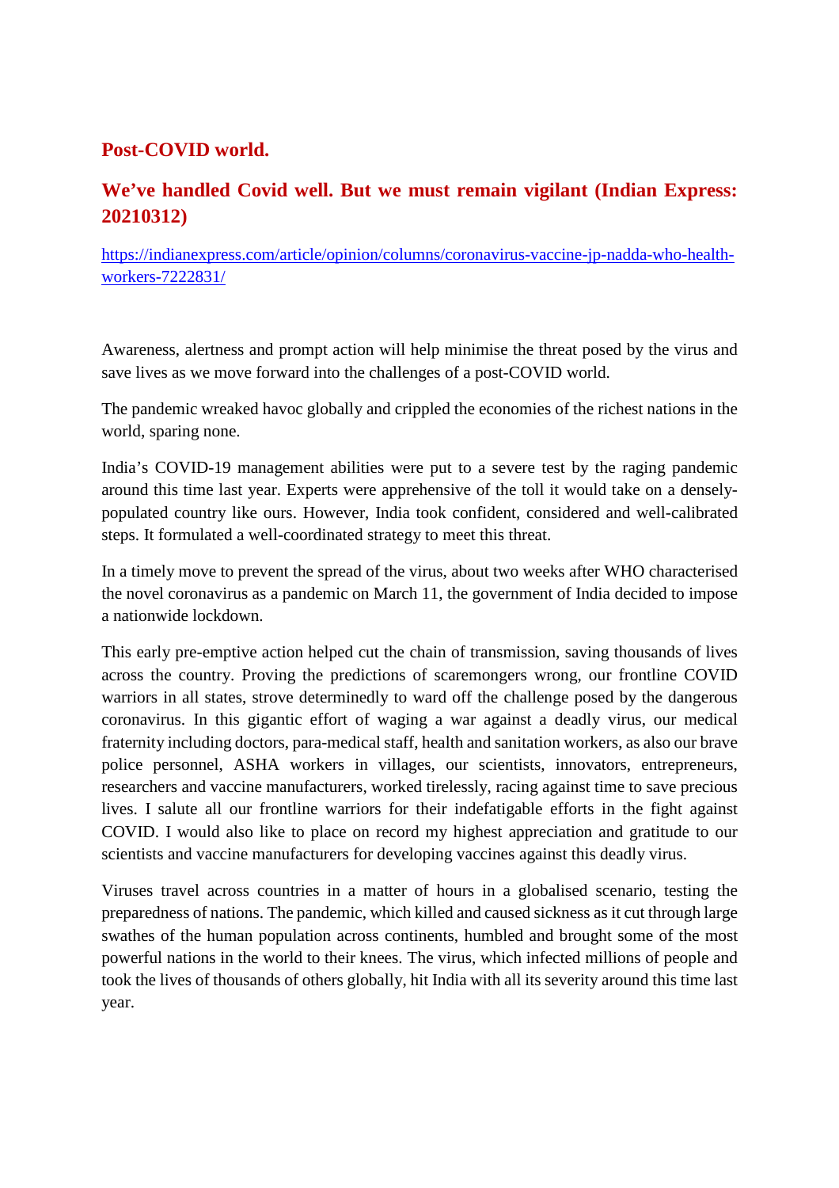## Post-COVID world.

## We've handled Covid well. But we must remain vigilant (Indian Express: 20210312)

https://indianexpress.com/article/opinion/columns/coronavirus-vaccine-jp-nadda-who-health-workers-7222831/

Awareness, alertness and prompt action will help minimise the threat posed by the virus and save lives as we move forward into the challenges of a post-COVID world.

The pandemic wreaked havoc globally and crippled the economies of the richest nations in the world, sparing none.

India's COVID-19 management abilities were put to a severe test by the raging pandemic around this time last year. Experts were apprehensive of the toll it would take on a densely-populated country like ours. However, India took confident, considered and well-calibrated steps. It formulated a well-coordinated strategy to meet this threat.

In a timely move to prevent the spread of the virus, about two weeks after WHO characterised the novel coronavirus as a pandemic on March 11, the government of India decided to impose a nationwide lockdown.

This early pre-emptive action helped cut the chain of transmission, saving thousands of lives across the country. Proving the predictions of scaremongers wrong, our frontline COVID warriors in all states, strove determinedly to ward off the challenge posed by the dangerous coronavirus. In this gigantic effort of waging a war against a deadly virus, our medical fraternity including doctors, para-medical staff, health and sanitation workers, as also our brave police personnel, ASHA workers in villages, our scientists, innovators, entrepreneurs, researchers and vaccine manufacturers, worked tirelessly, racing against time to save precious lives. I salute all our frontline warriors for their indefatigable efforts in the fight against COVID. I would also like to place on record my highest appreciation and gratitude to our scientists and vaccine manufacturers for developing vaccines against this deadly virus.

Viruses travel across countries in a matter of hours in a globalised scenario, testing the preparedness of nations. The pandemic, which killed and caused sickness as it cut through large swathes of the human population across continents, humbled and brought some of the most powerful nations in the world to their knees. The virus, which infected millions of people and took the lives of thousands of others globally, hit India with all its severity around this time last year.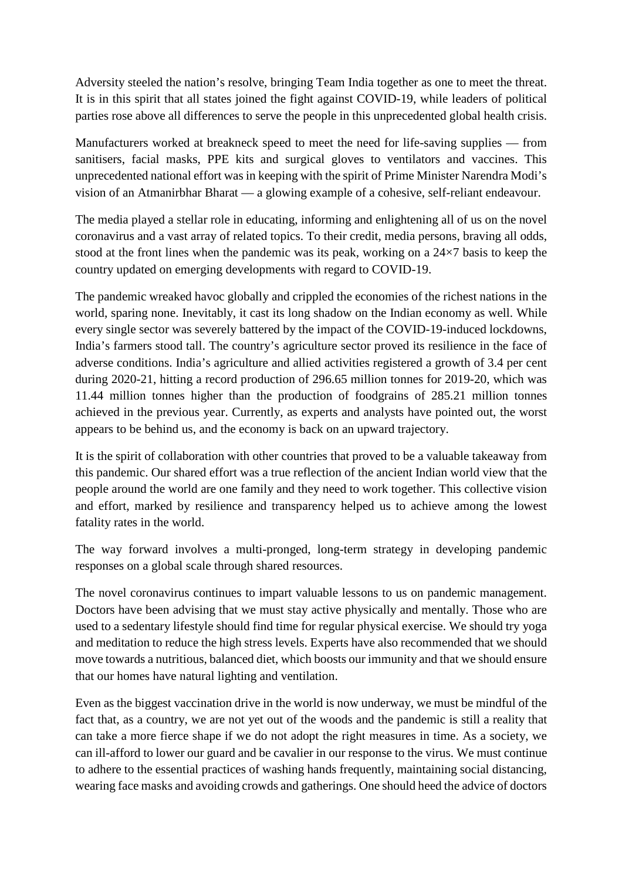Adversity steeled the nation's resolve, bringing Team India together as one to meet the threat. It is in this spirit that all states joined the fight against COVID-19, while leaders of political parties rose above all differences to serve the people in this unprecedented global health crisis.

Manufacturers worked at breakneck speed to meet the need for life-saving supplies — from sanitisers, facial masks, PPE kits and surgical gloves to ventilators and vaccines. This unprecedented national effort was in keeping with the spirit of Prime Minister Narendra Modi's vision of an Atmanirbhar Bharat — a glowing example of a cohesive, self-reliant endeavour.

The media played a stellar role in educating, informing and enlightening all of us on the novel coronavirus and a vast array of related topics. To their credit, media persons, braving all odds, stood at the front lines when the pandemic was its peak, working on a 24×7 basis to keep the country updated on emerging developments with regard to COVID-19.

The pandemic wreaked havoc globally and crippled the economies of the richest nations in the world, sparing none. Inevitably, it cast its long shadow on the Indian economy as well. While every single sector was severely battered by the impact of the COVID-19-induced lockdowns, India's farmers stood tall. The country's agriculture sector proved its resilience in the face of adverse conditions. India's agriculture and allied activities registered a growth of 3.4 per cent during 2020-21, hitting a record production of 296.65 million tonnes for 2019-20, which was 11.44 million tonnes higher than the production of foodgrains of 285.21 million tonnes achieved in the previous year. Currently, as experts and analysts have pointed out, the worst appears to be behind us, and the economy is back on an upward trajectory.

It is the spirit of collaboration with other countries that proved to be a valuable takeaway from this pandemic. Our shared effort was a true reflection of the ancient Indian world view that the people around the world are one family and they need to work together. This collective vision and effort, marked by resilience and transparency helped us to achieve among the lowest fatality rates in the world.

The way forward involves a multi-pronged, long-term strategy in developing pandemic responses on a global scale through shared resources.

The novel coronavirus continues to impart valuable lessons to us on pandemic management. Doctors have been advising that we must stay active physically and mentally. Those who are used to a sedentary lifestyle should find time for regular physical exercise. We should try yoga and meditation to reduce the high stress levels. Experts have also recommended that we should move towards a nutritious, balanced diet, which boosts our immunity and that we should ensure that our homes have natural lighting and ventilation.

Even as the biggest vaccination drive in the world is now underway, we must be mindful of the fact that, as a country, we are not yet out of the woods and the pandemic is still a reality that can take a more fierce shape if we do not adopt the right measures in time. As a society, we can ill-afford to lower our guard and be cavalier in our response to the virus. We must continue to adhere to the essential practices of washing hands frequently, maintaining social distancing, wearing face masks and avoiding crowds and gatherings. One should heed the advice of doctors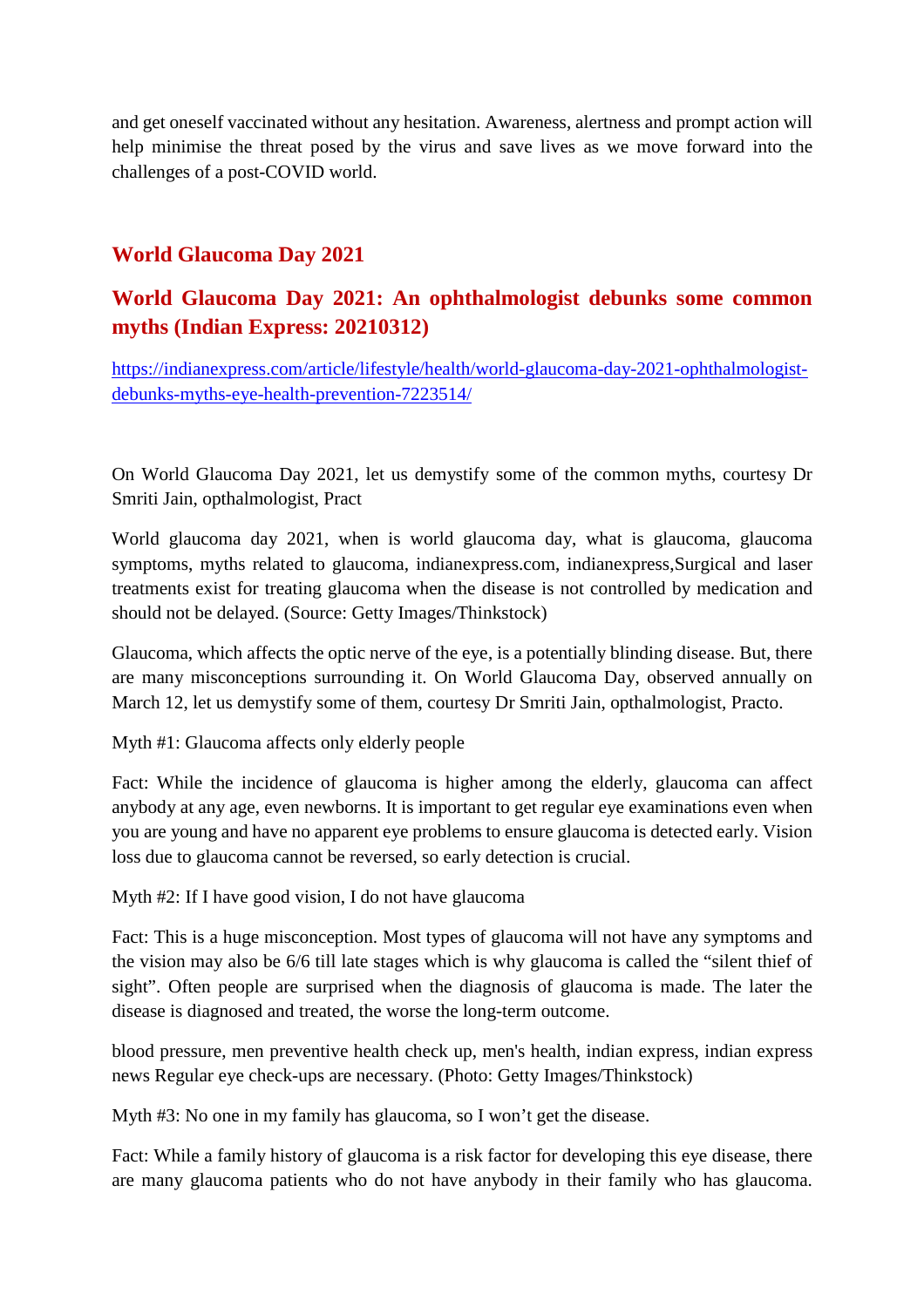and get oneself vaccinated without any hesitation. Awareness, alertness and prompt action will help minimise the threat posed by the virus and save lives as we move forward into the challenges of a post-COVID world.

## World Glaucoma Day 2021

## World Glaucoma Day 2021: An ophthalmologist debunks some common myths (Indian Express: 20210312)

https://indianexpress.com/article/lifestyle/health/world-glaucoma-day-2021-ophthalmologist-debunks-myths-eye-health-prevention-7223514/

On World Glaucoma Day 2021, let us demystify some of the common myths, courtesy Dr Smriti Jain, opthalmologist, Pract

World glaucoma day 2021, when is world glaucoma day, what is glaucoma, glaucoma symptoms, myths related to glaucoma, indianexpress.com, indianexpress,Surgical and laser treatments exist for treating glaucoma when the disease is not controlled by medication and should not be delayed. (Source: Getty Images/Thinkstock)

Glaucoma, which affects the optic nerve of the eye, is a potentially blinding disease. But, there are many misconceptions surrounding it. On World Glaucoma Day, observed annually on March 12, let us demystify some of them, courtesy Dr Smriti Jain, opthalmologist, Practo.

Myth #1: Glaucoma affects only elderly people

Fact: While the incidence of glaucoma is higher among the elderly, glaucoma can affect anybody at any age, even newborns. It is important to get regular eye examinations even when you are young and have no apparent eye problems to ensure glaucoma is detected early. Vision loss due to glaucoma cannot be reversed, so early detection is crucial.

Myth #2: If I have good vision, I do not have glaucoma

Fact: This is a huge misconception. Most types of glaucoma will not have any symptoms and the vision may also be 6/6 till late stages which is why glaucoma is called the “silent thief of sight”. Often people are surprised when the diagnosis of glaucoma is made. The later the disease is diagnosed and treated, the worse the long-term outcome.

blood pressure, men preventive health check up, men's health, indian express, indian express news Regular eye check-ups are necessary. (Photo: Getty Images/Thinkstock)

Myth #3: No one in my family has glaucoma, so I won’t get the disease.

Fact: While a family history of glaucoma is a risk factor for developing this eye disease, there are many glaucoma patients who do not have anybody in their family who has glaucoma.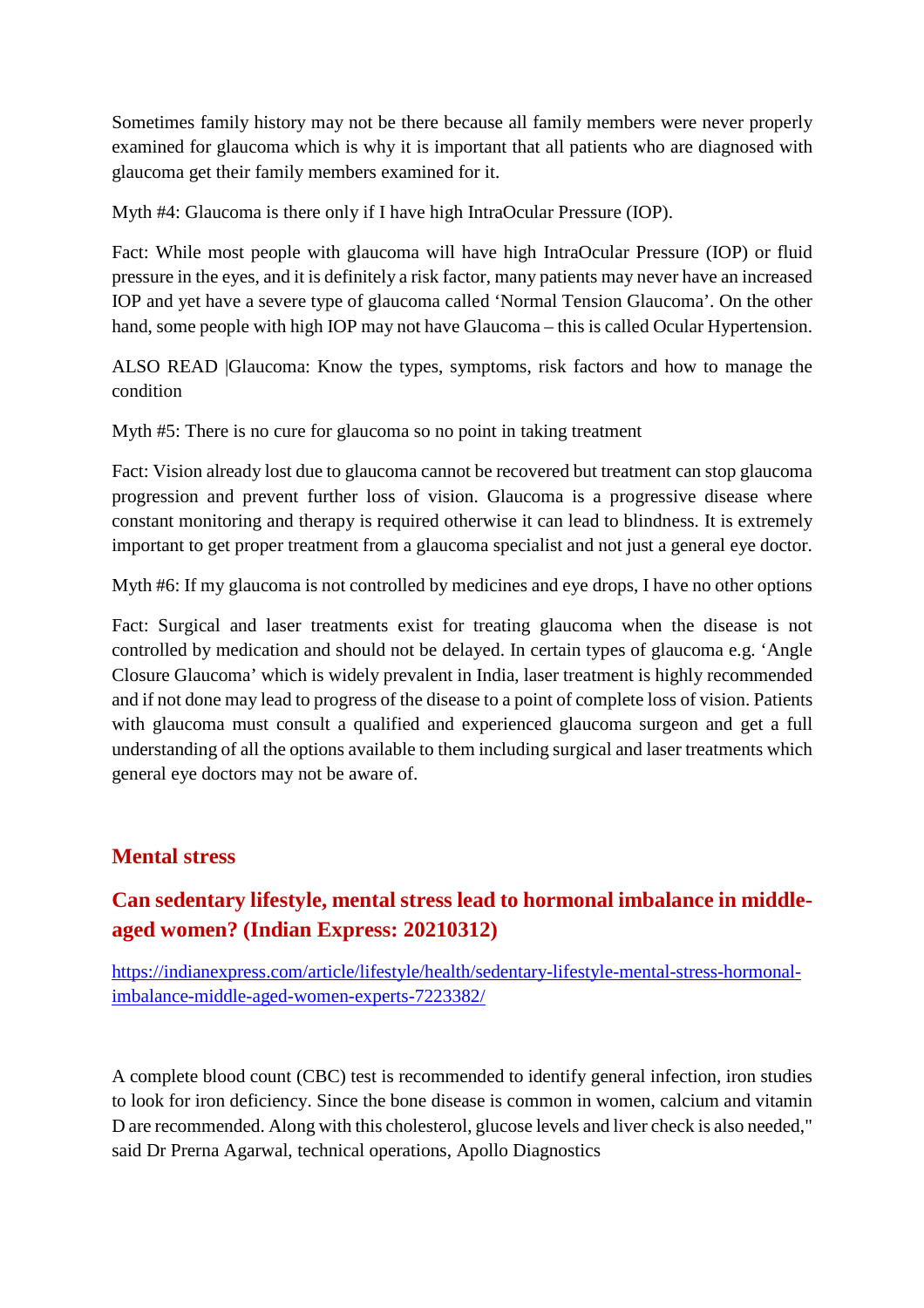Sometimes family history may not be there because all family members were never properly examined for glaucoma which is why it is important that all patients who are diagnosed with glaucoma get their family members examined for it.

Myth #4: Glaucoma is there only if I have high IntraOcular Pressure (IOP).

Fact: While most people with glaucoma will have high IntraOcular Pressure (IOP) or fluid pressure in the eyes, and it is definitely a risk factor, many patients may never have an increased IOP and yet have a severe type of glaucoma called 'Normal Tension Glaucoma'. On the other hand, some people with high IOP may not have Glaucoma – this is called Ocular Hypertension.

ALSO READ |Glaucoma: Know the types, symptoms, risk factors and how to manage the condition

Myth #5: There is no cure for glaucoma so no point in taking treatment

Fact: Vision already lost due to glaucoma cannot be recovered but treatment can stop glaucoma progression and prevent further loss of vision. Glaucoma is a progressive disease where constant monitoring and therapy is required otherwise it can lead to blindness. It is extremely important to get proper treatment from a glaucoma specialist and not just a general eye doctor.

Myth #6: If my glaucoma is not controlled by medicines and eye drops, I have no other options

Fact: Surgical and laser treatments exist for treating glaucoma when the disease is not controlled by medication and should not be delayed. In certain types of glaucoma e.g. 'Angle Closure Glaucoma' which is widely prevalent in India, laser treatment is highly recommended and if not done may lead to progress of the disease to a point of complete loss of vision. Patients with glaucoma must consult a qualified and experienced glaucoma surgeon and get a full understanding of all the options available to them including surgical and laser treatments which general eye doctors may not be aware of.

## Mental stress

### Can sedentary lifestyle, mental stress lead to hormonal imbalance in middle-aged women? (Indian Express: 20210312)

https://indianexpress.com/article/lifestyle/health/sedentary-lifestyle-mental-stress-hormonal-imbalance-middle-aged-women-experts-7223382/

A complete blood count (CBC) test is recommended to identify general infection, iron studies to look for iron deficiency. Since the bone disease is common in women, calcium and vitamin D are recommended. Along with this cholesterol, glucose levels and liver check is also needed," said Dr Prerna Agarwal, technical operations, Apollo Diagnostics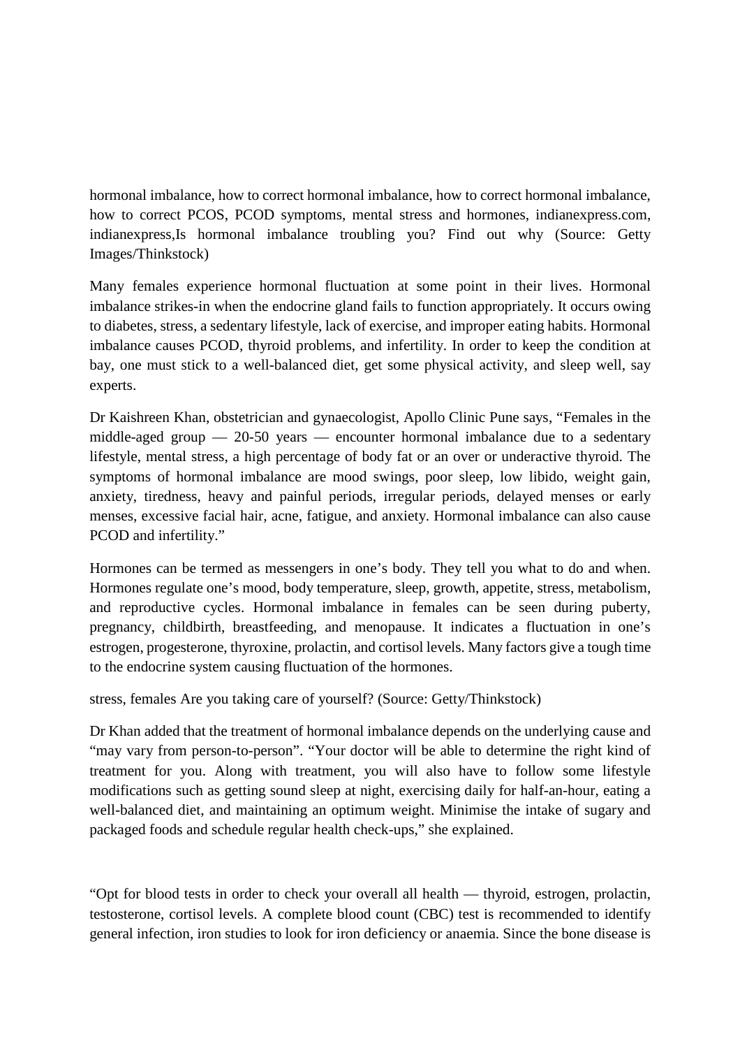hormonal imbalance, how to correct hormonal imbalance, how to correct hormonal imbalance, how to correct PCOS, PCOD symptoms, mental stress and hormones, indianexpress.com, indianexpress,Is hormonal imbalance troubling you? Find out why (Source: Getty Images/Thinkstock)

Many females experience hormonal fluctuation at some point in their lives. Hormonal imbalance strikes-in when the endocrine gland fails to function appropriately. It occurs owing to diabetes, stress, a sedentary lifestyle, lack of exercise, and improper eating habits. Hormonal imbalance causes PCOD, thyroid problems, and infertility. In order to keep the condition at bay, one must stick to a well-balanced diet, get some physical activity, and sleep well, say experts.

Dr Kaishreen Khan, obstetrician and gynaecologist, Apollo Clinic Pune says, "Females in the middle-aged group — 20-50 years — encounter hormonal imbalance due to a sedentary lifestyle, mental stress, a high percentage of body fat or an over or underactive thyroid. The symptoms of hormonal imbalance are mood swings, poor sleep, low libido, weight gain, anxiety, tiredness, heavy and painful periods, irregular periods, delayed menses or early menses, excessive facial hair, acne, fatigue, and anxiety. Hormonal imbalance can also cause PCOD and infertility."

Hormones can be termed as messengers in one's body. They tell you what to do and when. Hormones regulate one's mood, body temperature, sleep, growth, appetite, stress, metabolism, and reproductive cycles. Hormonal imbalance in females can be seen during puberty, pregnancy, childbirth, breastfeeding, and menopause. It indicates a fluctuation in one's estrogen, progesterone, thyroxine, prolactin, and cortisol levels. Many factors give a tough time to the endocrine system causing fluctuation of the hormones.

stress, females Are you taking care of yourself? (Source: Getty/Thinkstock)

Dr Khan added that the treatment of hormonal imbalance depends on the underlying cause and "may vary from person-to-person". "Your doctor will be able to determine the right kind of treatment for you. Along with treatment, you will also have to follow some lifestyle modifications such as getting sound sleep at night, exercising daily for half-an-hour, eating a well-balanced diet, and maintaining an optimum weight. Minimise the intake of sugary and packaged foods and schedule regular health check-ups," she explained.

"Opt for blood tests in order to check your overall all health — thyroid, estrogen, prolactin, testosterone, cortisol levels. A complete blood count (CBC) test is recommended to identify general infection, iron studies to look for iron deficiency or anaemia. Since the bone disease is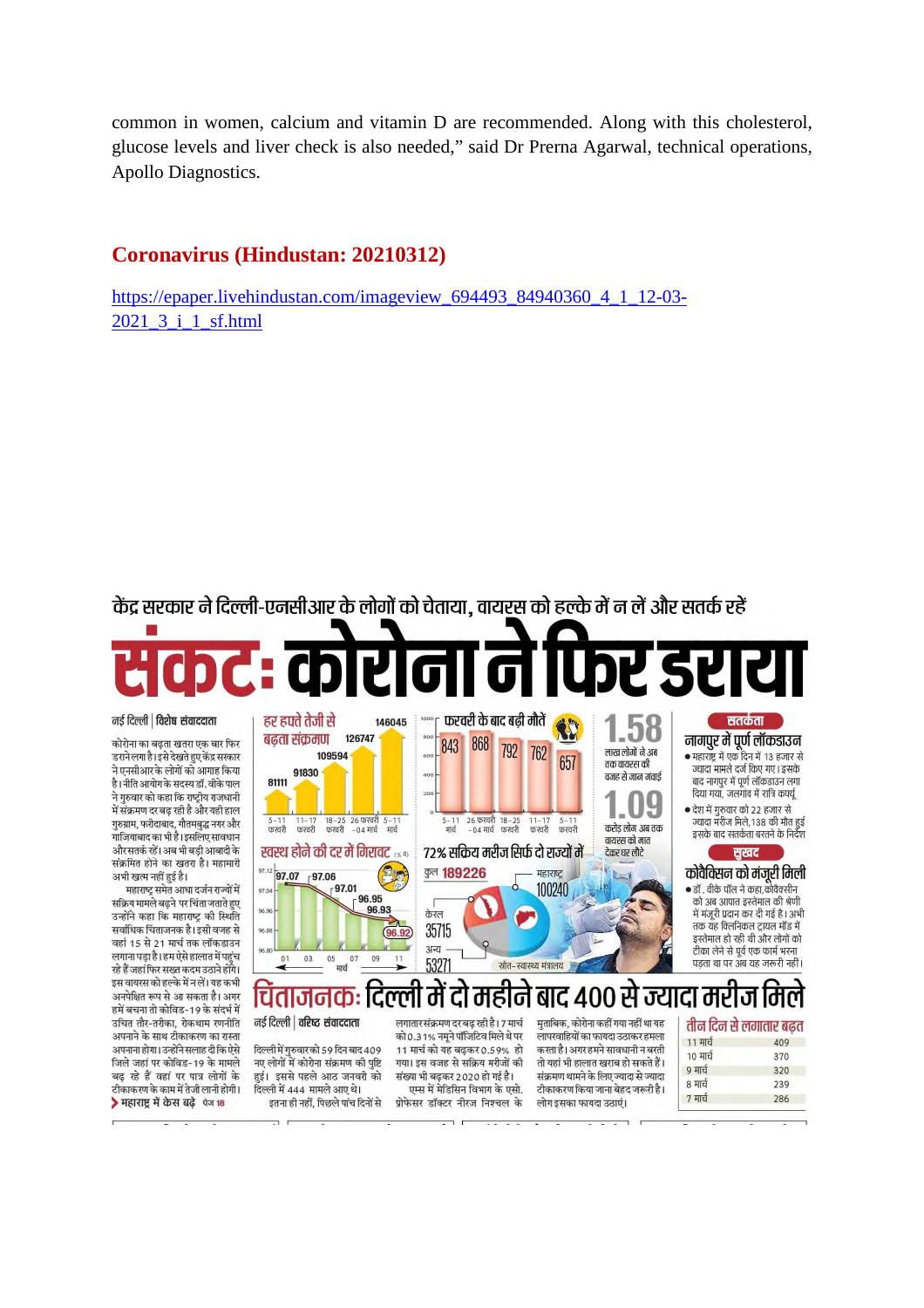common in women, calcium and vitamin D are recommended. Along with this cholesterol, glucose levels and liver check is also needed," said Dr Prerna Agarwal, technical operations, Apollo Diagnostics.

## Coronavirus (Hindustan: 20210312)

https://epaper.livehindustan.com/imageview_694493_84940360_4_1_12-03-2021_3_i_1_sf.html

केंद्र सरकार ने दिल्ली-एनसीआर के लोगों को चेताया, वायरस को हल्के में न लें और सतर्क रहें

# संकट: कोरोना ने फिर डराया

नई दिल्ली | विशेष संवाददाता

कोरोना का बढ़ता खतरा एक बार फिर डराने लगा है। इसे देखते हुए केंद्र सरकार ने एनसीआर के लोगों को आगाह किया है। नीति आयोग के सदस्य डॉ. वीके पाल ने गुरुवार को कहा कि राष्ट्रीय राजधानी में संक्रमण दर बढ़ रही है और यही हाल गुरुग्राम, फरीदाबाद, गौतमबुद्ध नगर और गाजियाबाद का भी है। इसलिए सावधान और सतर्क रहें। अब भी बड़ी आबादी के संक्रमित होने का खतरा है। महामारी अभी खत्म नहीं हुई है।

महाराष्ट्र समेत आधा दर्जन राज्यों में सक्रिय मामले बढ़ने पर चिंता जताते हुए उन्होंने कहा कि महाराष्ट्र की स्थिति सर्वाधिक चिंताजनक है। इसी वजह से वहां 15 से 21 मार्च तक लॉकडाउन लगाना पड़ा है। हम ऐसे हालात में पहुंच रहे हैं जहां फिर सख्त कदम उठाने होंगे। इस वायरस को हल्के में न लें। यह कभी अनपेक्षित रूप से आ सकता है। अगर हमें बचना तो कोविड-19 के संदर्भ में उचित तौर-तरीका, रोकथाम रणनीति अपनाने के साथ टीकाकरण का रास्ता अपनाना होगा। उन्होंने सलाह दी कि ऐसे जिले जहां पर कोविड-19 के मामले बढ़ रहे हैं वहां पर पात्र लोगों के टीकाकरण के काम में तेजी लानी होगी।

> महाराष्ट्र में केस बढ़े पेज 18

**हर हफ्ते तेजी से बढ़ता संक्रमण**

81111, 91830, 109594, 126747, 146045

5-11 फरवरी, 11-17 फरवरी, 18-25 फरवरी, 26 फरवरी -04 मार्च, 5-11 मार्च

**फरवरी के बाद बढ़ी मौतें**

843, 868, 792, 762, 657

5-11 मार्च, 26 फरवरी -04 मार्च, 18-25 फरवरी, 11-17 फरवरी, 5-11 फरवरी

**1.58** लाख लोगों ने अब तक वायरस की वजह से जान गंवाई

**1.09** करोड़ लोग अब तक वायरस को मात देकर घर लौटे

**स्वस्थ होने की दर में गिरावट** (% में)

97.07, 97.06, 97.01, 96.95, 96.93, 96.92

01, 03, 05, 07, 09, 11 मार्च

**72% सक्रिय मरीज सिर्फ दो राज्यों में**

कुल 189226

महाराष्ट्र 100240

केरल 35715

अन्य 53271

स्रोत- स्वास्थ्य मंत्रालय

**सतर्कता**

### नागपुर में पूर्ण लॉकडाउन

- महाराष्ट्र में एक दिन में 13 हजार से ज्यादा मामले दर्ज किए गए। इसके बाद नागपुर में पूर्ण लॉकडाउन लगा दिया गया, जलगांव में रात्रि कर्फ्यू
- देश में गुरुवार को 22 हजार से ज्यादा मरीज मिले, 138 की मौत हुई इसके बाद सतर्कता बरतने के निर्देश

**सुखद**

### कोवैक्सिन को मंजूरी मिली

- डॉ. वीके पॉल ने कहा, कोवैक्सीन को अब आपात इस्तेमाल की श्रेणी में मंजूरी प्रदान कर दी गई है। अभी तक यह क्लिनिकल ट्रायल मोड में इस्तेमाल हो रही थी और लोगों को टीका लेने से पूर्व एक फार्म भरना पड़ता था पर अब यह जरूरी नहीं।

## चिंताजनक: दिल्ली में दो महीने बाद 400 से ज्यादा मरीज मिले

नई दिल्ली | वरिष्ठ संवाददाता

दिल्ली में गुरुवार को 59 दिन बाद 409 नए लोगों में कोरोना संक्रमण की पुष्टि हुई। इससे पहले आठ जनवरी को दिल्ली में 444 मामले आए थे।

इतना ही नहीं, पिछले पांच दिनों से लगातार संक्रमण दर बढ़ रही है। 7 मार्च को 0.31% नमूने पॉजिटिव मिले थे पर 11 मार्च को यह बढ़कर 0.59% हो गया। इस वजह से सक्रिय मरीजों की संख्या भी बढ़कर 2020 हो गई है।

एम्स में मेडिसिन विभाग के एसो. प्रोफेसर डॉक्टर नीरज निश्चल के मुताबिक, कोरोना कहीं गया नहीं था यह लापरवाहियों का फायदा उठाकर हमला करता है। अगर हमने सावधानी न बरती तो यहां भी हालात खराब हो सकते हैं। संक्रमण थामने के लिए ज्यादा से ज्यादा टीकाकरण किया जाना बेहद जरूरी है। लोग इसका फायदा उठाएं।

**तीन दिन से लगातार बढ़त**

| | |
|---|---|
| 11 मार्च | 409 |
| 10 मार्च | 370 |
| 9 मार्च | 320 |
| 8 मार्च | 239 |
| 7 मार्च | 286 |